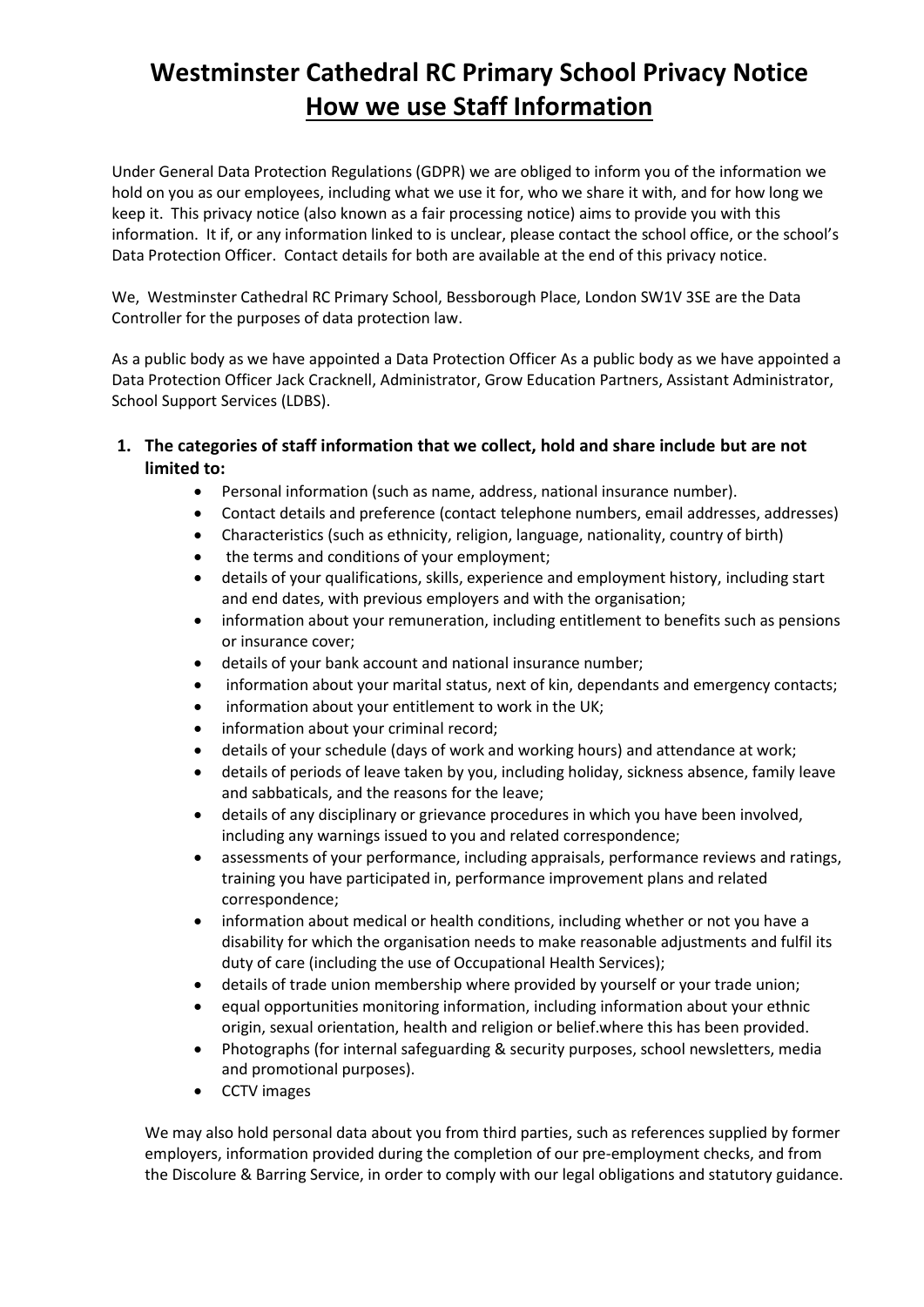# Westminster Cathedral RC Primary School Privacy Notice

# How we use Staff Information

Under General Data Protection Regulations (GDPR) we are obliged to inform you of the information we hold on you as our employees, including what we use it for, who we share it with, and for how long we keep it. This privacy notice (also known as a fair processing notice) aims to provide you with this information. It if, or any information linked to is unclear, please contact the school office, or the school's Data Protection Officer. Contact details for both are available at the end of this privacy notice.

We, Westminster Cathedral RC Primary School, Bessborough Place, London SW1V 3SE are the Data Controller for the purposes of data protection law.

As a public body as we have appointed a Data Protection Officer As a public body as we have appointed a Data Protection Officer Jack Cracknell, Administrator, Grow Education Partners, Assistant Administrator, School Support Services (LDBS).

1. **The categories of staff information that we collect, hold and share include but are not limited to:**
    - Personal information (such as name, address, national insurance number).
    - Contact details and preference (contact telephone numbers, email addresses, addresses)
    - Characteristics (such as ethnicity, religion, language, nationality, country of birth)
    - the terms and conditions of your employment;
    - details of your qualifications, skills, experience and employment history, including start and end dates, with previous employers and with the organisation;
    - information about your remuneration, including entitlement to benefits such as pensions or insurance cover;
    - details of your bank account and national insurance number;
    - information about your marital status, next of kin, dependants and emergency contacts;
    - information about your entitlement to work in the UK;
    - information about your criminal record;
    - details of your schedule (days of work and working hours) and attendance at work;
    - details of periods of leave taken by you, including holiday, sickness absence, family leave and sabbaticals, and the reasons for the leave;
    - details of any disciplinary or grievance procedures in which you have been involved, including any warnings issued to you and related correspondence;
    - assessments of your performance, including appraisals, performance reviews and ratings, training you have participated in, performance improvement plans and related correspondence;
    - information about medical or health conditions, including whether or not you have a disability for which the organisation needs to make reasonable adjustments and fulfil its duty of care (including the use of Occupational Health Services);
    - details of trade union membership where provided by yourself or your trade union;
    - equal opportunities monitoring information, including information about your ethnic origin, sexual orientation, health and religion or belief.where this has been provided.
    - Photographs (for internal safeguarding & security purposes, school newsletters, media and promotional purposes).
    - CCTV images

   We may also hold personal data about you from third parties, such as references supplied by former employers, information provided during the completion of our pre-employment checks, and from the Discolure & Barring Service, in order to comply with our legal obligations and statutory guidance.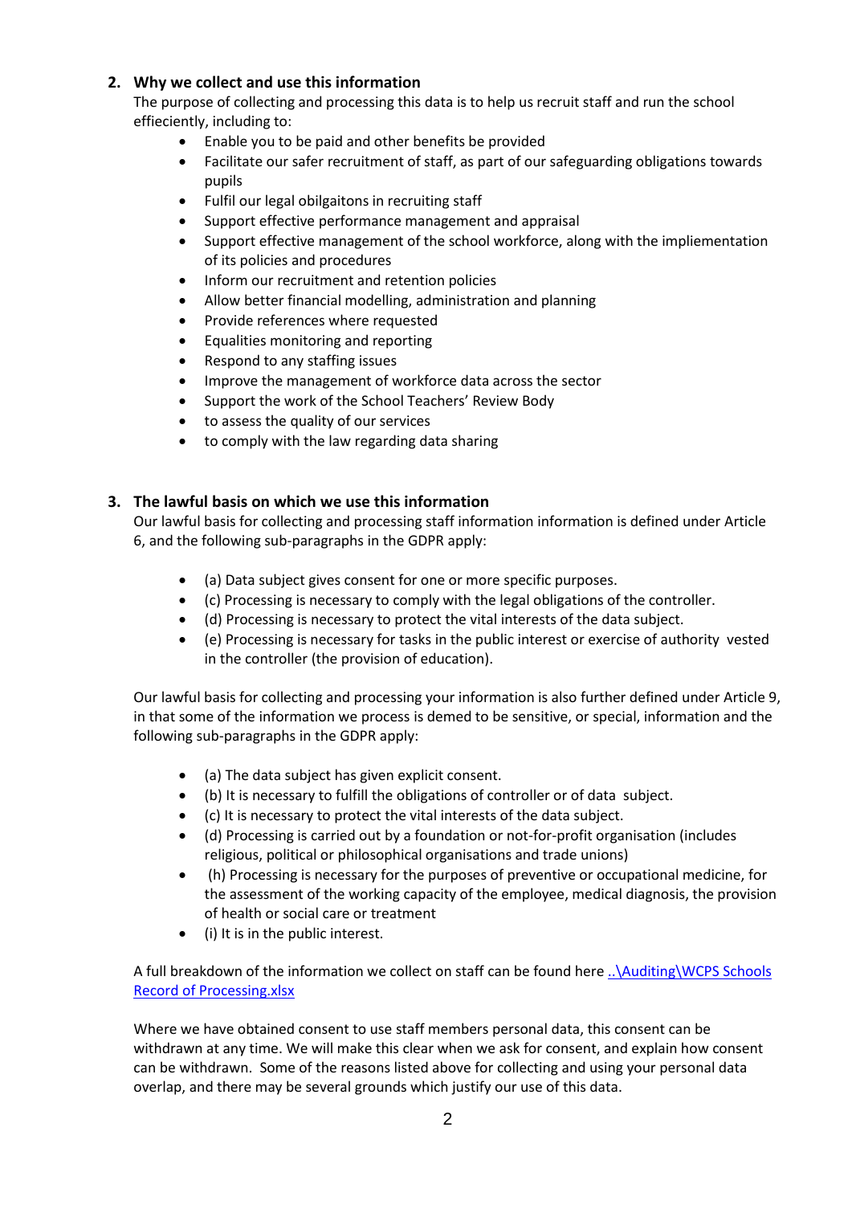## 2. Why we collect and use this information

The purpose of collecting and processing this data is to help us recruit staff and run the school effieciently, including to:

- Enable you to be paid and other benefits be provided
- Facilitate our safer recruitment of staff, as part of our safeguarding obligations towards pupils
- Fulfil our legal obilgaitons in recruiting staff
- Support effective performance management and appraisal
- Support effective management of the school workforce, along with the impliementation of its policies and procedures
- Inform our recruitment and retention policies
- Allow better financial modelling, administration and planning
- Provide references where requested
- Equalities monitoring and reporting
- Respond to any staffing issues
- Improve the management of workforce data across the sector
- Support the work of the School Teachers' Review Body
- to assess the quality of our services
- to comply with the law regarding data sharing

## 3. The lawful basis on which we use this information

Our lawful basis for collecting and processing staff information information is defined under Article 6, and the following sub-paragraphs in the GDPR apply:

- (a) Data subject gives consent for one or more specific purposes.
- (c) Processing is necessary to comply with the legal obligations of the controller.
- (d) Processing is necessary to protect the vital interests of the data subject.
- (e) Processing is necessary for tasks in the public interest or exercise of authority vested in the controller (the provision of education).

Our lawful basis for collecting and processing your information is also further defined under Article 9, in that some of the information we process is demed to be sensitive, or special, information and the following sub-paragraphs in the GDPR apply:

- (a) The data subject has given explicit consent.
- (b) It is necessary to fulfill the obligations of controller or of data subject.
- (c) It is necessary to protect the vital interests of the data subject.
- (d) Processing is carried out by a foundation or not-for-profit organisation (includes religious, political or philosophical organisations and trade unions)
- (h) Processing is necessary for the purposes of preventive or occupational medicine, for the assessment of the working capacity of the employee, medical diagnosis, the provision of health or social care or treatment
- (i) It is in the public interest.

A full breakdown of the information we collect on staff can be found here [..\Auditing\WCPS Schools Record of Processing.xlsx](..\Auditing\WCPS Schools Record of Processing.xlsx)

Where we have obtained consent to use staff members personal data, this consent can be withdrawn at any time. We will make this clear when we ask for consent, and explain how consent can be withdrawn. Some of the reasons listed above for collecting and using your personal data overlap, and there may be several grounds which justify our use of this data.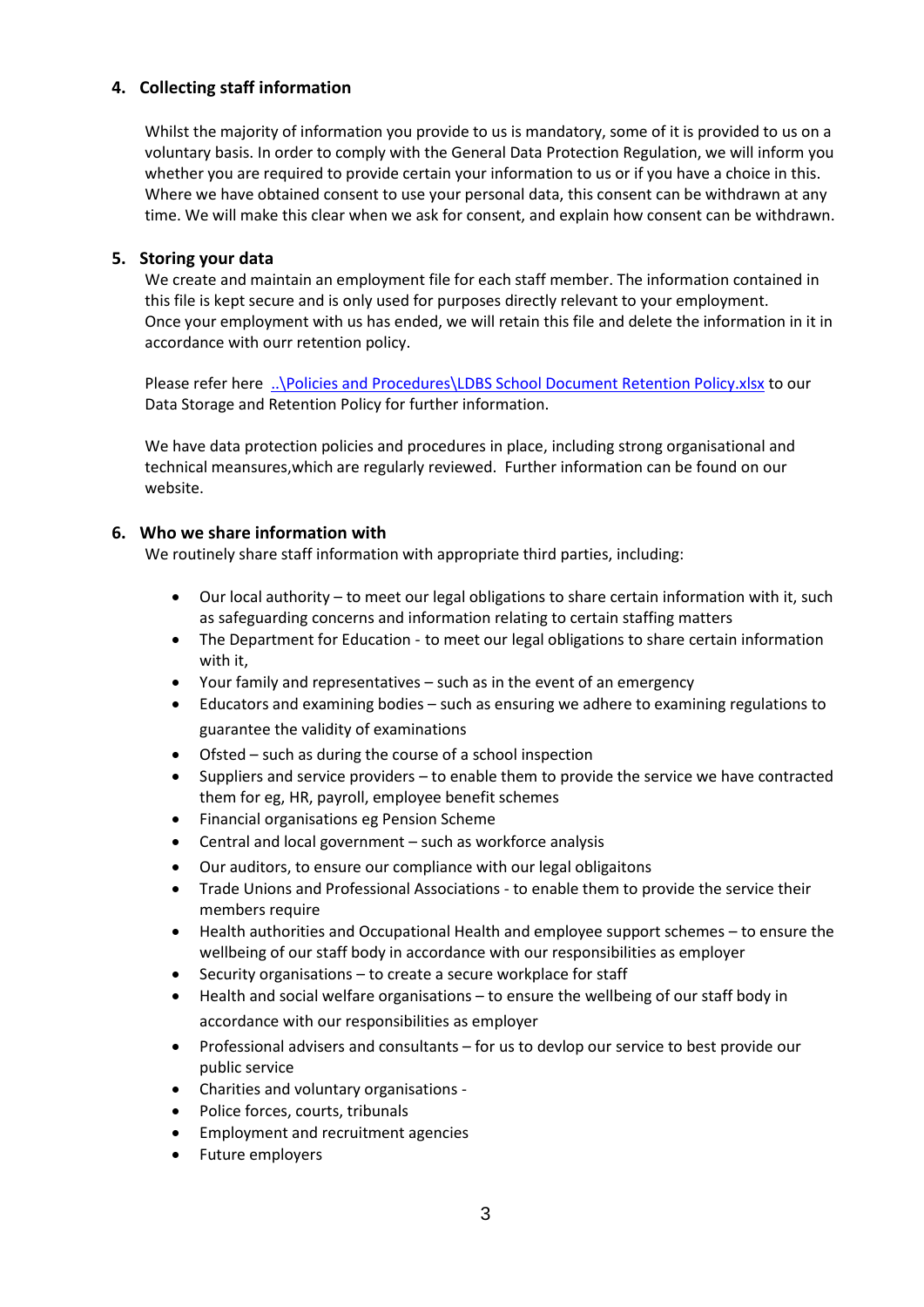## 4. Collecting staff information

Whilst the majority of information you provide to us is mandatory, some of it is provided to us on a voluntary basis. In order to comply with the General Data Protection Regulation, we will inform you whether you are required to provide certain your information to us or if you have a choice in this. Where we have obtained consent to use your personal data, this consent can be withdrawn at any time. We will make this clear when we ask for consent, and explain how consent can be withdrawn.

## 5. Storing your data

We create and maintain an employment file for each staff member. The information contained in this file is kept secure and is only used for purposes directly relevant to your employment. Once your employment with us has ended, we will retain this file and delete the information in it in accordance with ourr retention policy.

Please refer here [..\Policies and Procedures\LDBS School Document Retention Policy.xlsx](..\Policies and Procedures\LDBS School Document Retention Policy.xlsx) to our Data Storage and Retention Policy for further information.

We have data protection policies and procedures in place, including strong organisational and technical meansures,which are regularly reviewed. Further information can be found on our website.

## 6. Who we share information with

We routinely share staff information with appropriate third parties, including:

- Our local authority – to meet our legal obligations to share certain information with it, such as safeguarding concerns and information relating to certain staffing matters
- The Department for Education - to meet our legal obligations to share certain information with it,
- Your family and representatives – such as in the event of an emergency
- Educators and examining bodies – such as ensuring we adhere to examining regulations to guarantee the validity of examinations
- Ofsted – such as during the course of a school inspection
- Suppliers and service providers – to enable them to provide the service we have contracted them for eg, HR, payroll, employee benefit schemes
- Financial organisations eg Pension Scheme
- Central and local government – such as workforce analysis
- Our auditors, to ensure our compliance with our legal obligaitons
- Trade Unions and Professional Associations - to enable them to provide the service their members require
- Health authorities and Occupational Health and employee support schemes – to ensure the wellbeing of our staff body in accordance with our responsibilities as employer
- Security organisations – to create a secure workplace for staff
- Health and social welfare organisations – to ensure the wellbeing of our staff body in accordance with our responsibilities as employer
- Professional advisers and consultants – for us to devlop our service to best provide our public service
- Charities and voluntary organisations -
- Police forces, courts, tribunals
- Employment and recruitment agencies
- Future employers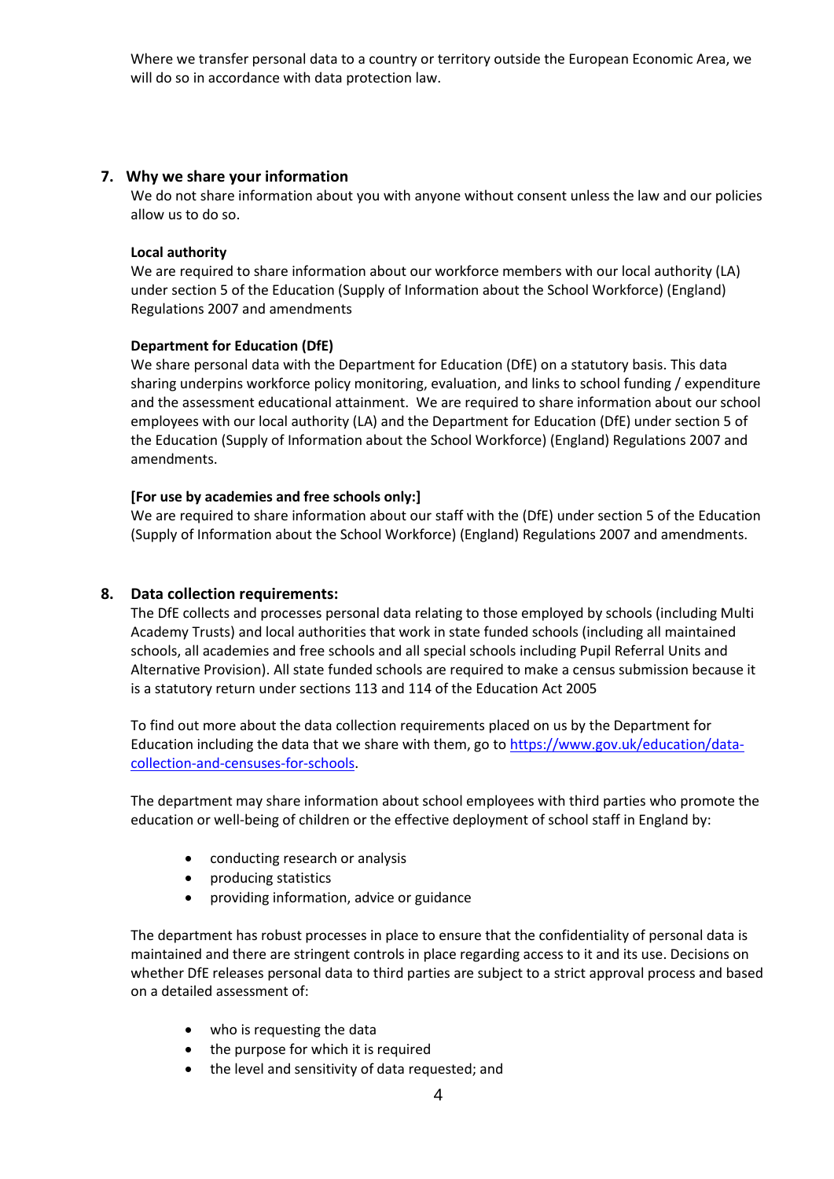Where we transfer personal data to a country or territory outside the European Economic Area, we will do so in accordance with data protection law.

## 7. Why we share your information

We do not share information about you with anyone without consent unless the law and our policies allow us to do so.

**Local authority**

We are required to share information about our workforce members with our local authority (LA) under section 5 of the Education (Supply of Information about the School Workforce) (England) Regulations 2007 and amendments

**Department for Education (DfE)**

We share personal data with the Department for Education (DfE) on a statutory basis. This data sharing underpins workforce policy monitoring, evaluation, and links to school funding / expenditure and the assessment educational attainment. We are required to share information about our school employees with our local authority (LA) and the Department for Education (DfE) under section 5 of the Education (Supply of Information about the School Workforce) (England) Regulations 2007 and amendments.

**[For use by academies and free schools only:]**

We are required to share information about our staff with the (DfE) under section 5 of the Education (Supply of Information about the School Workforce) (England) Regulations 2007 and amendments.

## 8. Data collection requirements:

The DfE collects and processes personal data relating to those employed by schools (including Multi Academy Trusts) and local authorities that work in state funded schools (including all maintained schools, all academies and free schools and all special schools including Pupil Referral Units and Alternative Provision). All state funded schools are required to make a census submission because it is a statutory return under sections 113 and 114 of the Education Act 2005

To find out more about the data collection requirements placed on us by the Department for Education including the data that we share with them, go to [https://www.gov.uk/education/data-collection-and-censuses-for-schools](https://www.gov.uk/education/data-collection-and-censuses-for-schools).

The department may share information about school employees with third parties who promote the education or well-being of children or the effective deployment of school staff in England by:

- conducting research or analysis
- producing statistics
- providing information, advice or guidance

The department has robust processes in place to ensure that the confidentiality of personal data is maintained and there are stringent controls in place regarding access to it and its use. Decisions on whether DfE releases personal data to third parties are subject to a strict approval process and based on a detailed assessment of:

- who is requesting the data
- the purpose for which it is required
- the level and sensitivity of data requested; and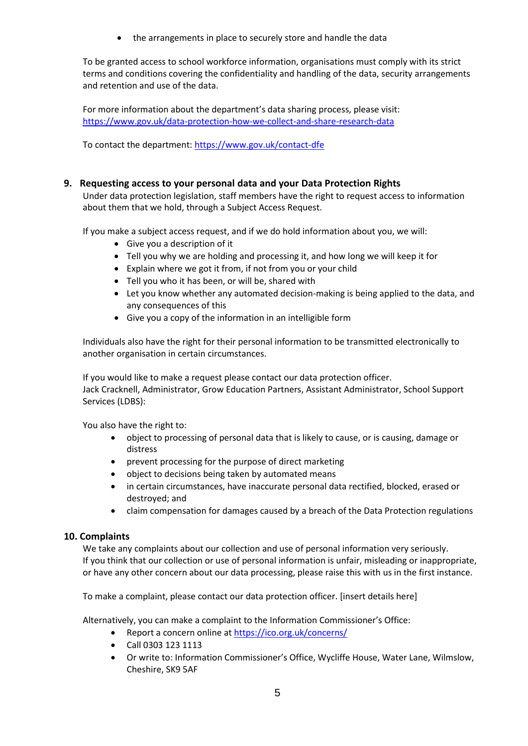- the arrangements in place to securely store and handle the data

To be granted access to school workforce information, organisations must comply with its strict terms and conditions covering the confidentiality and handling of the data, security arrangements and retention and use of the data.

For more information about the department's data sharing process, please visit: https://www.gov.uk/data-protection-how-we-collect-and-share-research-data

To contact the department: https://www.gov.uk/contact-dfe

## 9. Requesting access to your personal data and your Data Protection Rights

Under data protection legislation, staff members have the right to request access to information about them that we hold, through a Subject Access Request.

If you make a subject access request, and if we do hold information about you, we will:

- Give you a description of it
- Tell you why we are holding and processing it, and how long we will keep it for
- Explain where we got it from, if not from you or your child
- Tell you who it has been, or will be, shared with
- Let you know whether any automated decision-making is being applied to the data, and any consequences of this
- Give you a copy of the information in an intelligible form

Individuals also have the right for their personal information to be transmitted electronically to another organisation in certain circumstances.

If you would like to make a request please contact our data protection officer.
Jack Cracknell, Administrator, Grow Education Partners, Assistant Administrator, School Support Services (LDBS):

You also have the right to:

- object to processing of personal data that is likely to cause, or is causing, damage or distress
- prevent processing for the purpose of direct marketing
- object to decisions being taken by automated means
- in certain circumstances, have inaccurate personal data rectified, blocked, erased or destroyed; and
- claim compensation for damages caused by a breach of the Data Protection regulations

## 10. Complaints

We take any complaints about our collection and use of personal information very seriously.
If you think that our collection or use of personal information is unfair, misleading or inappropriate, or have any other concern about our data processing, please raise this with us in the first instance.

To make a complaint, please contact our data protection officer. [insert details here]

Alternatively, you can make a complaint to the Information Commissioner's Office:

- Report a concern online at https://ico.org.uk/concerns/
- Call 0303 123 1113
- Or write to: Information Commissioner's Office, Wycliffe House, Water Lane, Wilmslow, Cheshire, SK9 5AF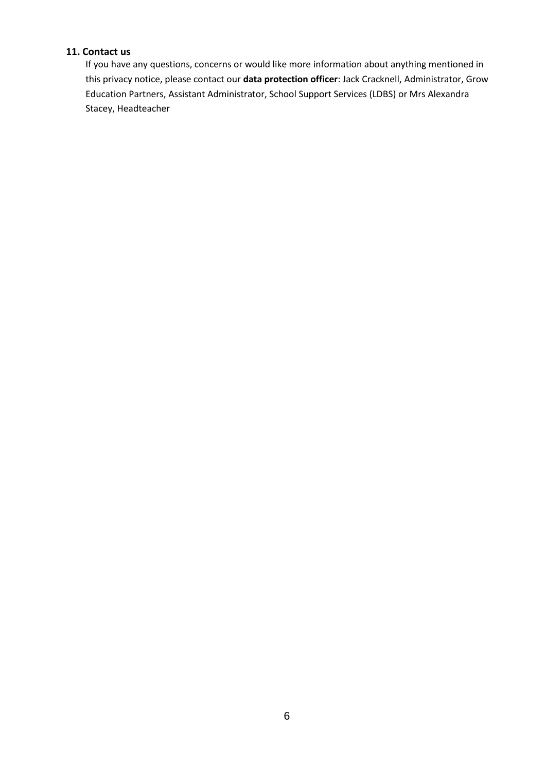## 11. Contact us

If you have any questions, concerns or would like more information about anything mentioned in this privacy notice, please contact our **data protection officer**: Jack Cracknell, Administrator, Grow Education Partners, Assistant Administrator, School Support Services (LDBS) or Mrs Alexandra Stacey, Headteacher